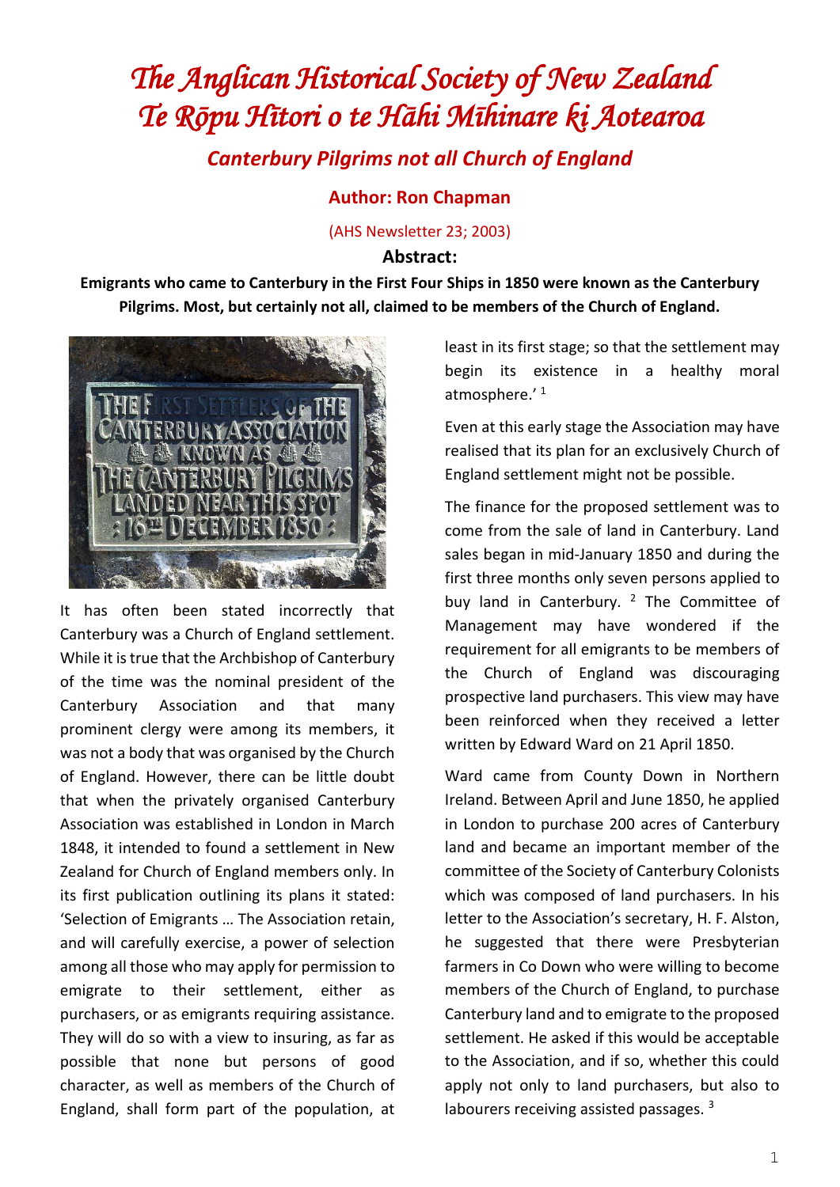# The Anglican Historical Society of New Zealand
# Te Rōpu Hītori o te Hāhi Mīhinare ki Aotearoa

## Canterbury Pilgrims not all Church of England

### Author: Ron Chapman

(AHS Newsletter 23; 2003)

**Abstract:**

**Emigrants who came to Canterbury in the First Four Ships in 1850 were known as the Canterbury Pilgrims. Most, but certainly not all, claimed to be members of the Church of England.**

It has often been stated incorrectly that Canterbury was a Church of England settlement. While it is true that the Archbishop of Canterbury of the time was the nominal president of the Canterbury Association and that many prominent clergy were among its members, it was not a body that was organised by the Church of England. However, there can be little doubt that when the privately organised Canterbury Association was established in London in March 1848, it intended to found a settlement in New Zealand for Church of England members only. In its first publication outlining its plans it stated: 'Selection of Emigrants … The Association retain, and will carefully exercise, a power of selection among all those who may apply for permission to emigrate to their settlement, either as purchasers, or as emigrants requiring assistance. They will do so with a view to insuring, as far as possible that none but persons of good character, as well as members of the Church of England, shall form part of the population, at least in its first stage; so that the settlement may begin its existence in a healthy moral atmosphere.' [1]

Even at this early stage the Association may have realised that its plan for an exclusively Church of England settlement might not be possible.

The finance for the proposed settlement was to come from the sale of land in Canterbury. Land sales began in mid-January 1850 and during the first three months only seven persons applied to buy land in Canterbury. [2] The Committee of Management may have wondered if the requirement for all emigrants to be members of the Church of England was discouraging prospective land purchasers. This view may have been reinforced when they received a letter written by Edward Ward on 21 April 1850.

Ward came from County Down in Northern Ireland. Between April and June 1850, he applied in London to purchase 200 acres of Canterbury land and became an important member of the committee of the Society of Canterbury Colonists which was composed of land purchasers. In his letter to the Association's secretary, H. F. Alston, he suggested that there were Presbyterian farmers in Co Down who were willing to become members of the Church of England, to purchase Canterbury land and to emigrate to the proposed settlement. He asked if this would be acceptable to the Association, and if so, whether this could apply not only to land purchasers, but also to labourers receiving assisted passages. [3]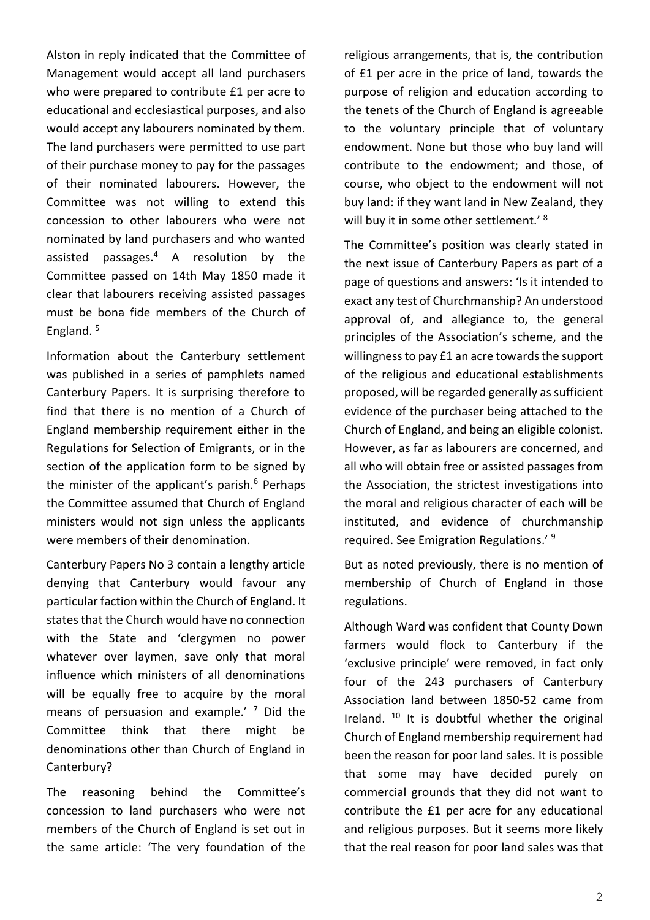Alston in reply indicated that the Committee of Management would accept all land purchasers who were prepared to contribute £1 per acre to educational and ecclesiastical purposes, and also would accept any labourers nominated by them. The land purchasers were permitted to use part of their purchase money to pay for the passages of their nominated labourers. However, the Committee was not willing to extend this concession to other labourers who were not nominated by land purchasers and who wanted assisted passages.[4] A resolution by the Committee passed on 14th May 1850 made it clear that labourers receiving assisted passages must be bona fide members of the Church of England. [5]

Information about the Canterbury settlement was published in a series of pamphlets named Canterbury Papers. It is surprising therefore to find that there is no mention of a Church of England membership requirement either in the Regulations for Selection of Emigrants, or in the section of the application form to be signed by the minister of the applicant's parish.[6] Perhaps the Committee assumed that Church of England ministers would not sign unless the applicants were members of their denomination.

Canterbury Papers No 3 contain a lengthy article denying that Canterbury would favour any particular faction within the Church of England. It states that the Church would have no connection with the State and 'clergymen no power whatever over laymen, save only that moral influence which ministers of all denominations will be equally free to acquire by the moral means of persuasion and example.' [7] Did the Committee think that there might be denominations other than Church of England in Canterbury?

The reasoning behind the Committee's concession to land purchasers who were not members of the Church of England is set out in the same article: 'The very foundation of the religious arrangements, that is, the contribution of £1 per acre in the price of land, towards the purpose of religion and education according to the tenets of the Church of England is agreeable to the voluntary principle that of voluntary endowment. None but those who buy land will contribute to the endowment; and those, of course, who object to the endowment will not buy land: if they want land in New Zealand, they will buy it in some other settlement.' [8]

The Committee's position was clearly stated in the next issue of Canterbury Papers as part of a page of questions and answers: 'Is it intended to exact any test of Churchmanship? An understood approval of, and allegiance to, the general principles of the Association's scheme, and the willingness to pay £1 an acre towards the support of the religious and educational establishments proposed, will be regarded generally as sufficient evidence of the purchaser being attached to the Church of England, and being an eligible colonist. However, as far as labourers are concerned, and all who will obtain free or assisted passages from the Association, the strictest investigations into the moral and religious character of each will be instituted, and evidence of churchmanship required. See Emigration Regulations.' [9]

But as noted previously, there is no mention of membership of Church of England in those regulations.

Although Ward was confident that County Down farmers would flock to Canterbury if the 'exclusive principle' were removed, in fact only four of the 243 purchasers of Canterbury Association land between 1850-52 came from Ireland. [10] It is doubtful whether the original Church of England membership requirement had been the reason for poor land sales. It is possible that some may have decided purely on commercial grounds that they did not want to contribute the £1 per acre for any educational and religious purposes. But it seems more likely that the real reason for poor land sales was that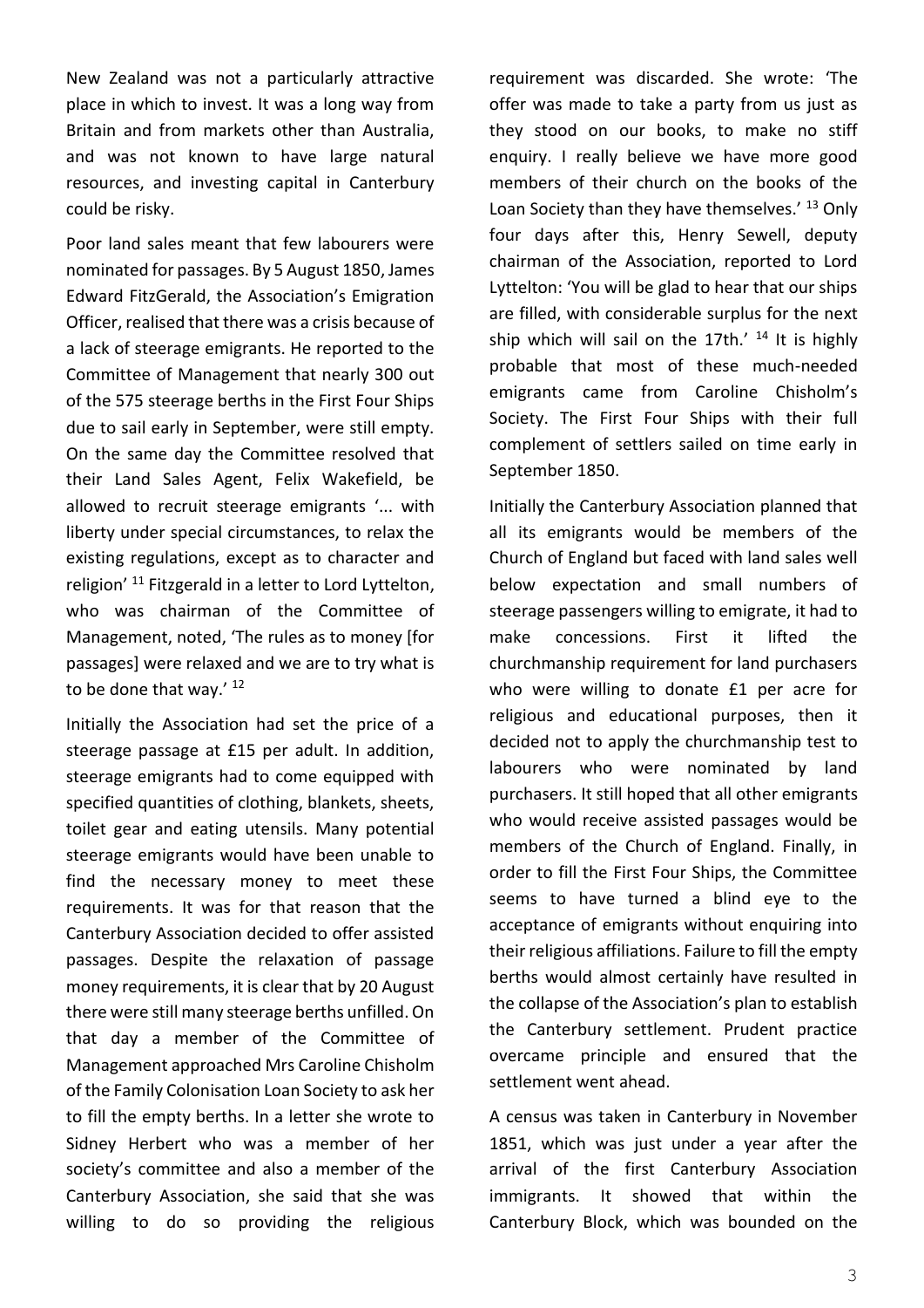New Zealand was not a particularly attractive place in which to invest. It was a long way from Britain and from markets other than Australia, and was not known to have large natural resources, and investing capital in Canterbury could be risky.

Poor land sales meant that few labourers were nominated for passages. By 5 August 1850, James Edward FitzGerald, the Association's Emigration Officer, realised that there was a crisis because of a lack of steerage emigrants. He reported to the Committee of Management that nearly 300 out of the 575 steerage berths in the First Four Ships due to sail early in September, were still empty. On the same day the Committee resolved that their Land Sales Agent, Felix Wakefield, be allowed to recruit steerage emigrants '... with liberty under special circumstances, to relax the existing regulations, except as to character and religion' [11] Fitzgerald in a letter to Lord Lyttelton, who was chairman of the Committee of Management, noted, 'The rules as to money [for passages] were relaxed and we are to try what is to be done that way.' [12]

Initially the Association had set the price of a steerage passage at £15 per adult. In addition, steerage emigrants had to come equipped with specified quantities of clothing, blankets, sheets, toilet gear and eating utensils. Many potential steerage emigrants would have been unable to find the necessary money to meet these requirements. It was for that reason that the Canterbury Association decided to offer assisted passages. Despite the relaxation of passage money requirements, it is clear that by 20 August there were still many steerage berths unfilled. On that day a member of the Committee of Management approached Mrs Caroline Chisholm of the Family Colonisation Loan Society to ask her to fill the empty berths. In a letter she wrote to Sidney Herbert who was a member of her society's committee and also a member of the Canterbury Association, she said that she was willing to do so providing the religious requirement was discarded. She wrote: 'The offer was made to take a party from us just as they stood on our books, to make no stiff enquiry. I really believe we have more good members of their church on the books of the Loan Society than they have themselves.' [13] Only four days after this, Henry Sewell, deputy chairman of the Association, reported to Lord Lyttelton: 'You will be glad to hear that our ships are filled, with considerable surplus for the next ship which will sail on the 17th.' [14] It is highly probable that most of these much-needed emigrants came from Caroline Chisholm's Society. The First Four Ships with their full complement of settlers sailed on time early in September 1850.

Initially the Canterbury Association planned that all its emigrants would be members of the Church of England but faced with land sales well below expectation and small numbers of steerage passengers willing to emigrate, it had to make concessions. First it lifted the churchmanship requirement for land purchasers who were willing to donate £1 per acre for religious and educational purposes, then it decided not to apply the churchmanship test to labourers who were nominated by land purchasers. It still hoped that all other emigrants who would receive assisted passages would be members of the Church of England. Finally, in order to fill the First Four Ships, the Committee seems to have turned a blind eye to the acceptance of emigrants without enquiring into their religious affiliations. Failure to fill the empty berths would almost certainly have resulted in the collapse of the Association's plan to establish the Canterbury settlement. Prudent practice overcame principle and ensured that the settlement went ahead.

A census was taken in Canterbury in November 1851, which was just under a year after the arrival of the first Canterbury Association immigrants. It showed that within the Canterbury Block, which was bounded on the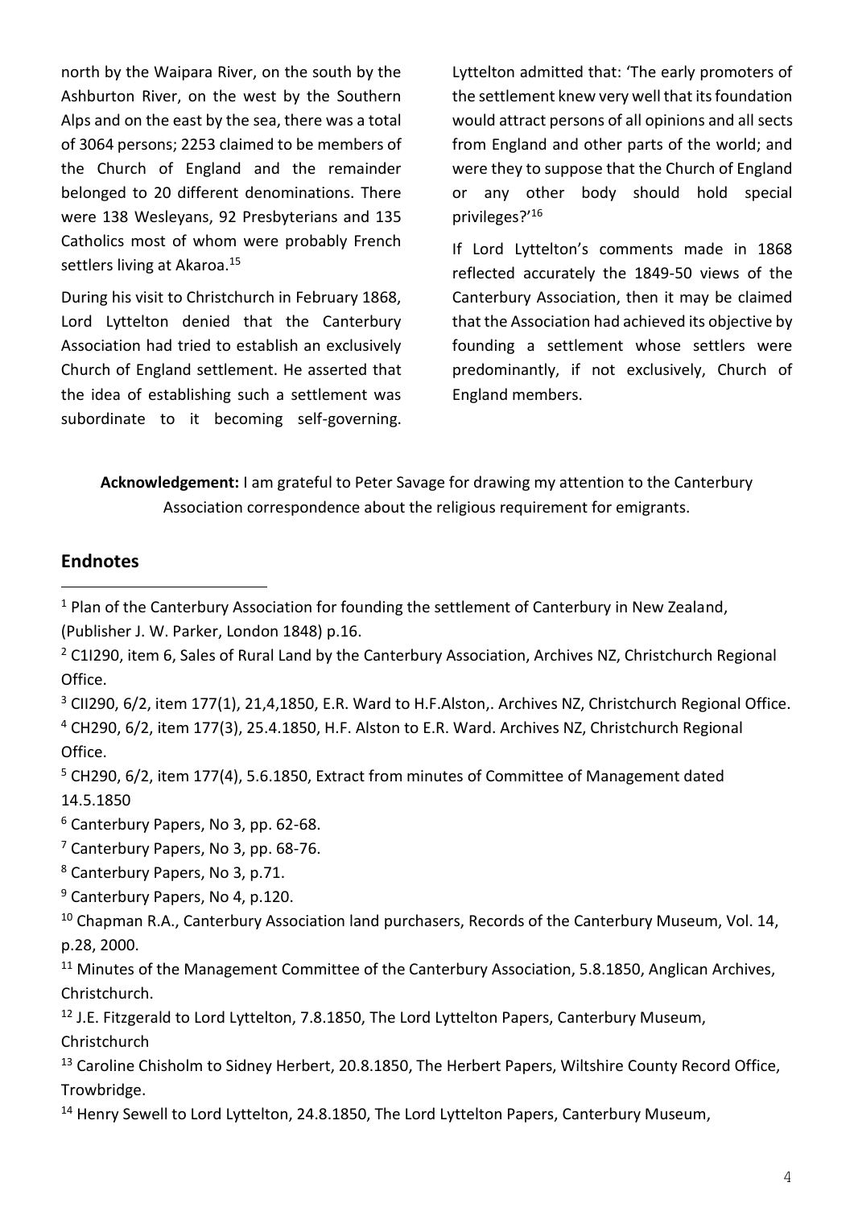north by the Waipara River, on the south by the Ashburton River, on the west by the Southern Alps and on the east by the sea, there was a total of 3064 persons; 2253 claimed to be members of the Church of England and the remainder belonged to 20 different denominations. There were 138 Wesleyans, 92 Presbyterians and 135 Catholics most of whom were probably French settlers living at Akaroa.[15]

During his visit to Christchurch in February 1868, Lord Lyttelton denied that the Canterbury Association had tried to establish an exclusively Church of England settlement. He asserted that the idea of establishing such a settlement was subordinate to it becoming self-governing. Lyttelton admitted that: 'The early promoters of the settlement knew very well that its foundation would attract persons of all opinions and all sects from England and other parts of the world; and were they to suppose that the Church of England or any other body should hold special privileges?'[16]

If Lord Lyttelton's comments made in 1868 reflected accurately the 1849-50 views of the Canterbury Association, then it may be claimed that the Association had achieved its objective by founding a settlement whose settlers were predominantly, if not exclusively, Church of England members.

**Acknowledgement:** I am grateful to Peter Savage for drawing my attention to the Canterbury Association correspondence about the religious requirement for emigrants.

## Endnotes

[1] Plan of the Canterbury Association for founding the settlement of Canterbury in New Zealand, (Publisher J. W. Parker, London 1848) p.16.

[2] C1I290, item 6, Sales of Rural Land by the Canterbury Association, Archives NZ, Christchurch Regional Office.

[3] CII290, 6/2, item 177(1), 21,4,1850, E.R. Ward to H.F.Alston,. Archives NZ, Christchurch Regional Office.

[4] CH290, 6/2, item 177(3), 25.4.1850, H.F. Alston to E.R. Ward. Archives NZ, Christchurch Regional Office.

[5] CH290, 6/2, item 177(4), 5.6.1850, Extract from minutes of Committee of Management dated 14.5.1850

[6] Canterbury Papers, No 3, pp. 62-68.

[7] Canterbury Papers, No 3, pp. 68-76.

[8] Canterbury Papers, No 3, p.71.

[9] Canterbury Papers, No 4, p.120.

[10] Chapman R.A., Canterbury Association land purchasers, Records of the Canterbury Museum, Vol. 14, p.28, 2000.

[11] Minutes of the Management Committee of the Canterbury Association, 5.8.1850, Anglican Archives, Christchurch.

[12] J.E. Fitzgerald to Lord Lyttelton, 7.8.1850, The Lord Lyttelton Papers, Canterbury Museum, Christchurch

[13] Caroline Chisholm to Sidney Herbert, 20.8.1850, The Herbert Papers, Wiltshire County Record Office, Trowbridge.

[14] Henry Sewell to Lord Lyttelton, 24.8.1850, The Lord Lyttelton Papers, Canterbury Museum,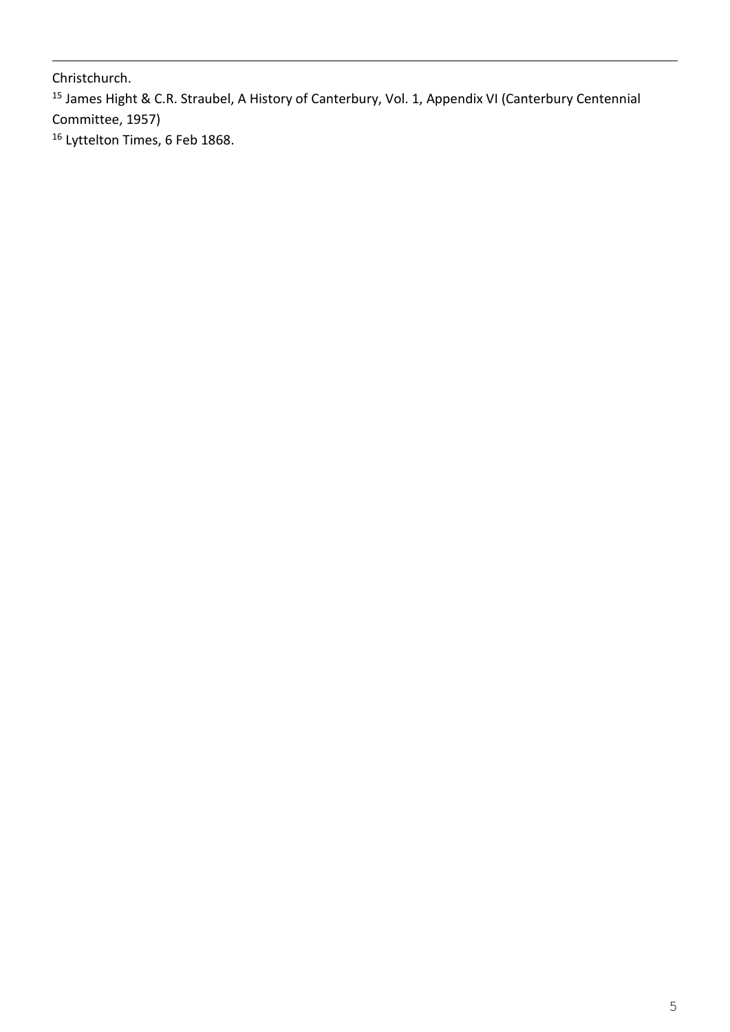Christchurch.

[15] James Hight & C.R. Straubel, A History of Canterbury, Vol. 1, Appendix VI (Canterbury Centennial Committee, 1957)

[16] Lyttelton Times, 6 Feb 1868.